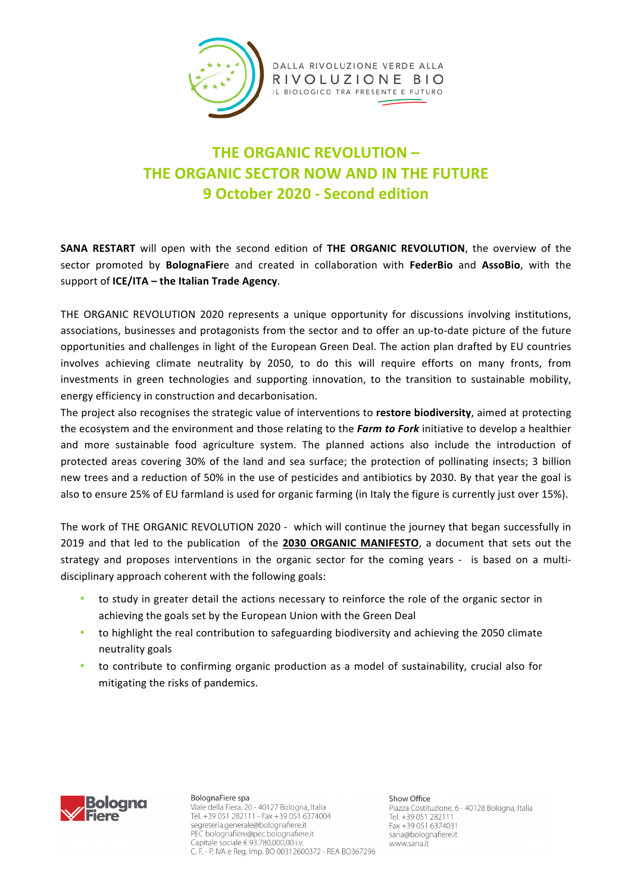DALLA RIVOLUZIONE VERDE ALLA
RIVOLUZIONE BIO
IL BIOLOGICO TRA PRESENTE E FUTURO

# THE ORGANIC REVOLUTION – THE ORGANIC SECTOR NOW AND IN THE FUTURE 9 October 2020 - Second edition

**SANA RESTART** will open with the second edition of **THE ORGANIC REVOLUTION**, the overview of the sector promoted by **BolognaFier**e and created in collaboration with **FederBio** and **AssoBio**, with the support of **ICE/ITA – the Italian Trade Agency**.

THE ORGANIC REVOLUTION 2020 represents a unique opportunity for discussions involving institutions, associations, businesses and protagonists from the sector and to offer an up-to-date picture of the future opportunities and challenges in light of the European Green Deal. The action plan drafted by EU countries involves achieving climate neutrality by 2050, to do this will require efforts on many fronts, from investments in green technologies and supporting innovation, to the transition to sustainable mobility, energy efficiency in construction and decarbonisation.

The project also recognises the strategic value of interventions to **restore biodiversity**, aimed at protecting the ecosystem and the environment and those relating to the ***Farm to Fork*** initiative to develop a healthier and more sustainable food agriculture system. The planned actions also include the introduction of protected areas covering 30% of the land and sea surface; the protection of pollinating insects; 3 billion new trees and a reduction of 50% in the use of pesticides and antibiotics by 2030. By that year the goal is also to ensure 25% of EU farmland is used for organic farming (in Italy the figure is currently just over 15%).

The work of THE ORGANIC REVOLUTION 2020 - which will continue the journey that began successfully in 2019 and that led to the publication of the **2030 ORGANIC MANIFESTO**, a document that sets out the strategy and proposes interventions in the organic sector for the coming years - is based on a multi-disciplinary approach coherent with the following goals:

- to study in greater detail the actions necessary to reinforce the role of the organic sector in achieving the goals set by the European Union with the Green Deal
- to highlight the real contribution to safeguarding biodiversity and achieving the 2050 climate neutrality goals
- to contribute to confirming organic production as a model of sustainability, crucial also for mitigating the risks of pandemics.

BolognaFiere spa
Viale della Fiera, 20 - 40127 Bologna, Italia
Tel. +39 051 282111 - Fax +39 051 6374004
segreteria.generale@bolognafiere.it
PEC bolognafiere@pec.bolognafiere.it
Capitale sociale € 93.780.000,00 i.v.
C. F. - P. IVA e Reg. Imp. BO 00312600372 - REA BO367296

Show Office
Piazza Costituzione, 6 - 40128 Bologna, Italia
Tel. +39 051 282111
Fax +39 051 6374031
sana@bolognafiere.it
www.sana.it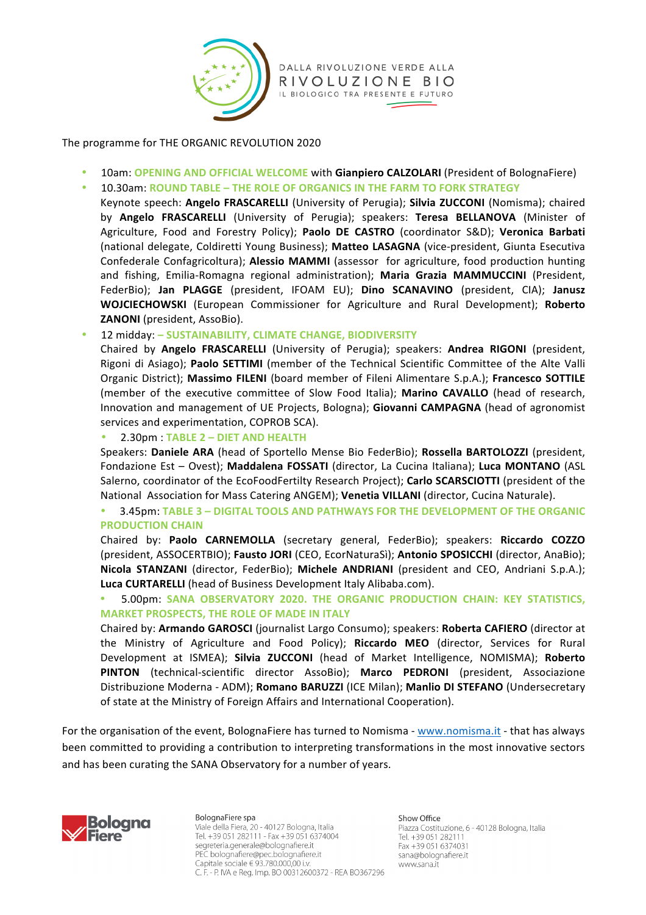DALLA RIVOLUZIONE VERDE ALLA
RIVOLUZIONE BIO
IL BIOLOGICO TRA PRESENTE E FUTURO

The programme for THE ORGANIC REVOLUTION 2020

- 10am: **OPENING AND OFFICIAL WELCOME** with **Gianpiero CALZOLARI** (President of BolognaFiere)
- 10.30am: **ROUND TABLE – THE ROLE OF ORGANICS IN THE FARM TO FORK STRATEGY**
  Keynote speech: **Angelo FRASCARELLI** (University of Perugia); **Silvia ZUCCONI** (Nomisma); chaired by **Angelo FRASCARELLI** (University of Perugia); speakers: **Teresa BELLANOVA** (Minister of Agriculture, Food and Forestry Policy); **Paolo DE CASTRO** (coordinator S&D); **Veronica Barbati** (national delegate, Coldiretti Young Business); **Matteo LASAGNA** (vice-president, Giunta Esecutiva Confederale Confagricoltura); **Alessio MAMMI** (assessor for agriculture, food production hunting and fishing, Emilia-Romagna regional administration); **Maria Grazia MAMMUCCINI** (President, FederBio); **Jan PLAGGE** (president, IFOAM EU); **Dino SCANAVINO** (president, CIA); **Janusz WOJCIECHOWSKI** (European Commissioner for Agriculture and Rural Development); **Roberto ZANONI** (president, AssoBio).
- 12 midday: **– SUSTAINABILITY, CLIMATE CHANGE, BIODIVERSITY**
  Chaired by **Angelo FRASCARELLI** (University of Perugia); speakers: **Andrea RIGONI** (president, Rigoni di Asiago); **Paolo SETTIMI** (member of the Technical Scientific Committee of the Alte Valli Organic District); **Massimo FILENI** (board member of Fileni Alimentare S.p.A.); **Francesco SOTTILE** (member of the executive committee of Slow Food Italia); **Marino CAVALLO** (head of research, Innovation and management of UE Projects, Bologna); **Giovanni CAMPAGNA** (head of agronomist services and experimentation, COPROB SCA).
- 2.30pm : **TABLE 2 – DIET AND HEALTH**
  Speakers: **Daniele ARA** (head of Sportello Mense Bio FederBio); **Rossella BARTOLOZZI** (president, Fondazione Est – Ovest); **Maddalena FOSSATI** (director, La Cucina Italiana); **Luca MONTANO** (ASL Salerno, coordinator of the EcoFoodFertilty Research Project); **Carlo SCARSCIOTTI** (president of the National Association for Mass Catering ANGEM); **Venetia VILLANI** (director, Cucina Naturale).
- 3.45pm: **TABLE 3 – DIGITAL TOOLS AND PATHWAYS FOR THE DEVELOPMENT OF THE ORGANIC PRODUCTION CHAIN**
  Chaired by: **Paolo CARNEMOLLA** (secretary general, FederBio); speakers: **Riccardo COZZO** (president, ASSOCERTBIO); **Fausto JORI** (CEO, EcorNaturaSì); **Antonio SPOSICCHI** (director, AnaBio); **Nicola STANZANI** (director, FederBio); **Michele ANDRIANI** (president and CEO, Andriani S.p.A.); **Luca CURTARELLI** (head of Business Development Italy Alibaba.com).
- 5.00pm: **SANA OBSERVATORY 2020. THE ORGANIC PRODUCTION CHAIN: KEY STATISTICS, MARKET PROSPECTS, THE ROLE OF MADE IN ITALY**
  Chaired by: **Armando GAROSCI** (journalist Largo Consumo); speakers: **Roberta CAFIERO** (director at the Ministry of Agriculture and Food Policy); **Riccardo MEO** (director, Services for Rural Development at ISMEA); **Silvia ZUCCONI** (head of Market Intelligence, NOMISMA); **Roberto PINTON** (technical-scientific director AssoBio); **Marco PEDRONI** (president, Associazione Distribuzione Moderna - ADM); **Romano BARUZZI** (ICE Milan); **Manlio DI STEFANO** (Undersecretary of state at the Ministry of Foreign Affairs and International Cooperation).

For the organisation of the event, BolognaFiere has turned to Nomisma - www.nomisma.it - that has always been committed to providing a contribution to interpreting transformations in the most innovative sectors and has been curating the SANA Observatory for a number of years.

BolognaFiere spa
Viale della Fiera, 20 - 40127 Bologna, Italia
Tel. +39 051 282111 - Fax +39 051 6374004
segreteria.generale@bolognafiere.it
PEC bolognafiere@pec.bolognafiere.it
Capitale sociale € 93.780.000,00 i.v.
C. F. - P. IVA e Reg. Imp. BO 00312600372 - REA BO367296

Show Office
Piazza Costituzione, 6 - 40128 Bologna, Italia
Tel. +39 051 282111
Fax +39 051 6374031
sana@bolognafiere.it
www.sana.it